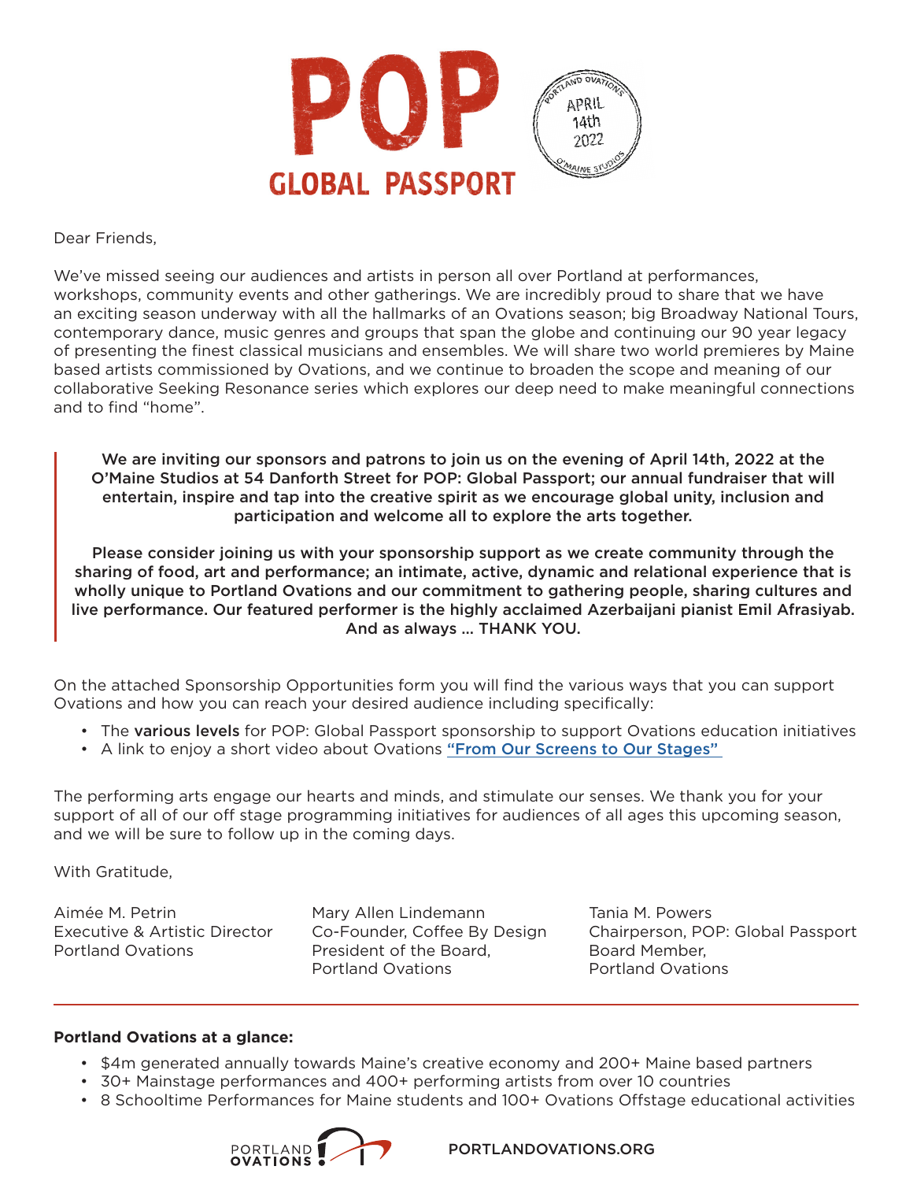# POP

## GLOBAL PASSPORT

PORTLAND OVATIONS
APRIL
14th
2022
O'MAINE STUDIOS

Dear Friends,

We've missed seeing our audiences and artists in person all over Portland at performances, workshops, community events and other gatherings. We are incredibly proud to share that we have an exciting season underway with all the hallmarks of an Ovations season; big Broadway National Tours, contemporary dance, music genres and groups that span the globe and continuing our 90 year legacy of presenting the finest classical musicians and ensembles. We will share two world premieres by Maine based artists commissioned by Ovations, and we continue to broaden the scope and meaning of our collaborative Seeking Resonance series which explores our deep need to make meaningful connections and to find "home".

**We are inviting our sponsors and patrons to join us on the evening of April 14th, 2022 at the O'Maine Studios at 54 Danforth Street for POP: Global Passport; our annual fundraiser that will entertain, inspire and tap into the creative spirit as we encourage global unity, inclusion and participation and welcome all to explore the arts together.**

**Please consider joining us with your sponsorship support as we create community through the sharing of food, art and performance; an intimate, active, dynamic and relational experience that is wholly unique to Portland Ovations and our commitment to gathering people, sharing cultures and live performance. Our featured performer is the highly acclaimed Azerbaijani pianist Emil Afrasiyab. And as always ... THANK YOU.**

On the attached Sponsorship Opportunities form you will find the various ways that you can support Ovations and how you can reach your desired audience including specifically:

- The **various levels** for POP: Global Passport sponsorship to support Ovations education initiatives
- A link to enjoy a short video about Ovations **"From Our Screens to Our Stages"**

The performing arts engage our hearts and minds, and stimulate our senses. We thank you for your support of all of our off stage programming initiatives for audiences of all ages this upcoming season, and we will be sure to follow up in the coming days.

With Gratitude,

Aimée M. Petrin
Executive & Artistic Director
Portland Ovations

Mary Allen Lindemann
Co-Founder, Coffee By Design
President of the Board,
Portland Ovations

Tania M. Powers
Chairperson, POP: Global Passport
Board Member,
Portland Ovations

---

**Portland Ovations at a glance:**

- $4m generated annually towards Maine's creative economy and 200+ Maine based partners
- 30+ Mainstage performances and 400+ performing artists from over 10 countries
- 8 Schooltime Performances for Maine students and 100+ Ovations Offstage educational activities

PORTLAND OVATIONS

PORTLANDOVATIONS.ORG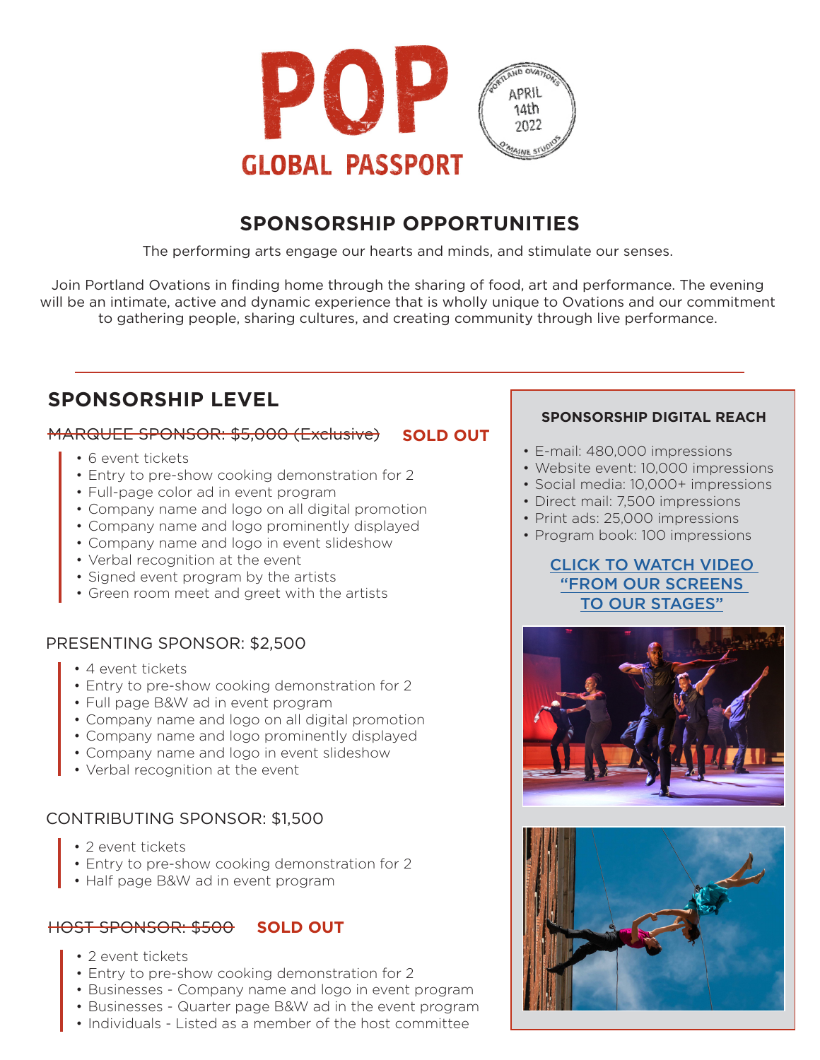# POP GLOBAL PASSPORT

PORTLAND OVATIONS
APRIL 14th 2022
O'MAINE STUDIOS

## SPONSORSHIP OPPORTUNITIES

The performing arts engage our hearts and minds, and stimulate our senses.

Join Portland Ovations in finding home through the sharing of food, art and performance. The evening will be an intimate, active and dynamic experience that is wholly unique to Ovations and our commitment to gathering people, sharing cultures, and creating community through live performance.

## SPONSORSHIP LEVEL

### ~~MARQUEE SPONSOR: $5,000 (Exclusive)~~ **SOLD OUT**

- 6 event tickets
- Entry to pre-show cooking demonstration for 2
- Full-page color ad in event program
- Company name and logo on all digital promotion
- Company name and logo prominently displayed
- Company name and logo in event slideshow
- Verbal recognition at the event
- Signed event program by the artists
- Green room meet and greet with the artists

### PRESENTING SPONSOR: $2,500

- 4 event tickets
- Entry to pre-show cooking demonstration for 2
- Full page B&W ad in event program
- Company name and logo on all digital promotion
- Company name and logo prominently displayed
- Company name and logo in event slideshow
- Verbal recognition at the event

### CONTRIBUTING SPONSOR: $1,500

- 2 event tickets
- Entry to pre-show cooking demonstration for 2
- Half page B&W ad in event program

### ~~HOST SPONSOR: $500~~ **SOLD OUT**

- 2 event tickets
- Entry to pre-show cooking demonstration for 2
- Businesses - Company name and logo in event program
- Businesses - Quarter page B&W ad in the event program
- Individuals - Listed as a member of the host committee

### SPONSORSHIP DIGITAL REACH

- E-mail: 480,000 impressions
- Website event: 10,000 impressions
- Social media: 10,000+ impressions
- Direct mail: 7,500 impressions
- Print ads: 25,000 impressions
- Program book: 100 impressions

CLICK TO WATCH VIDEO "FROM OUR SCREENS TO OUR STAGES"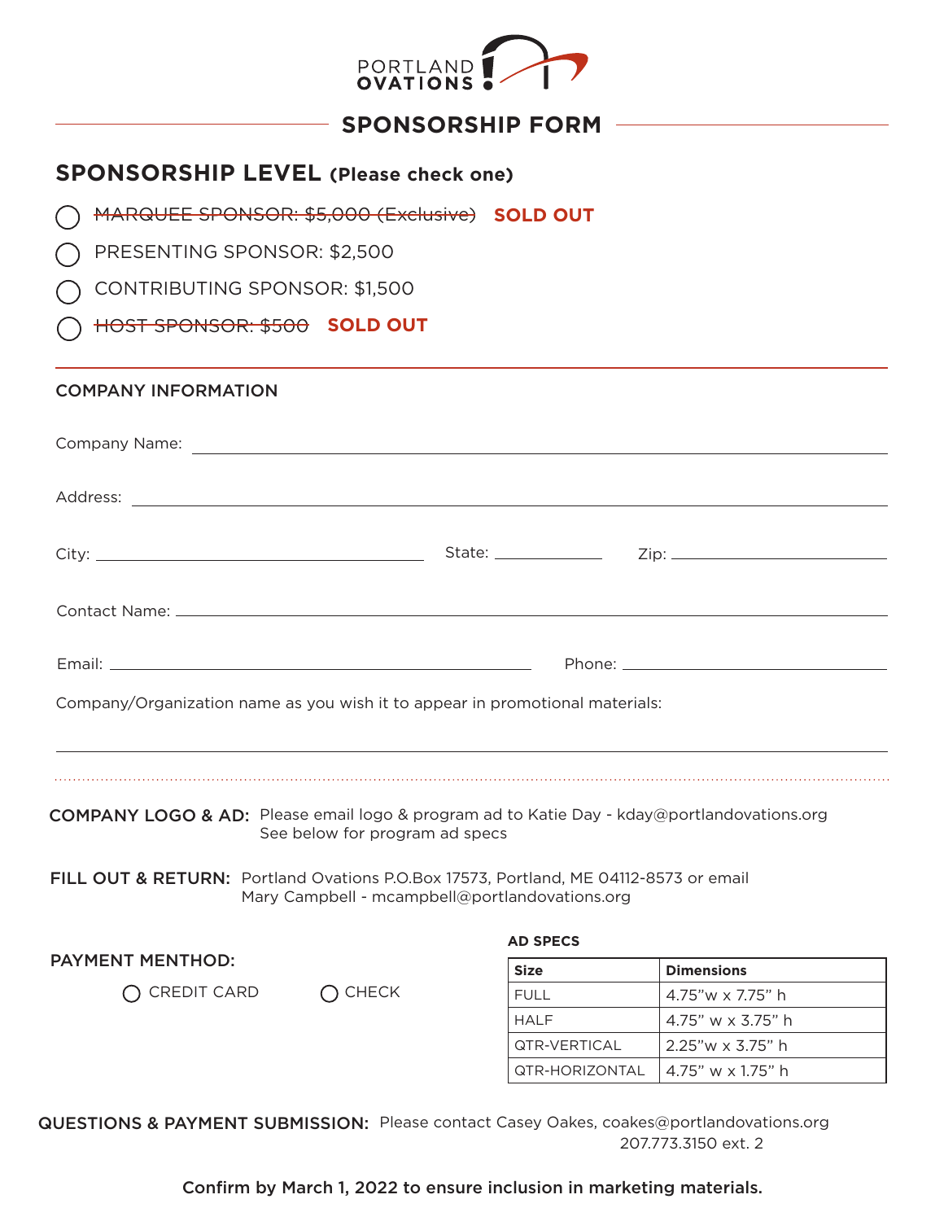PORTLAND OVATIONS

## SPONSORSHIP FORM

### SPONSORSHIP LEVEL (Please check one)

- ◯ ~~MARQUEE SPONSOR: $5,000 (Exclusive)~~ **SOLD OUT**
- ◯ PRESENTING SPONSOR: $2,500
- ◯ CONTRIBUTING SPONSOR: $1,500
- ◯ ~~HOST SPONSOR: $500~~ **SOLD OUT**

### COMPANY INFORMATION

Company Name: ______________________________

Address: ______________________________

City: ____________________ State: __________ Zip: ____________

Contact Name: ______________________________

Email: ____________________ Phone: ____________________

Company/Organization name as you wish it to appear in promotional materials:

______________________________

**COMPANY LOGO & AD:** Please email logo & program ad to Katie Day - kday@portlandovations.org
See below for program ad specs

**FILL OUT & RETURN:** Portland Ovations P.O.Box 17573, Portland, ME 04112-8573 or email
Mary Campbell - mcampbell@portlandovations.org

**PAYMENT MENTHOD:**

◯ CREDIT CARD ◯ CHECK

**AD SPECS**

| Size | Dimensions |
|---|---|
| FULL | 4.75"w x 7.75" h |
| HALF | 4.75" w x 3.75" h |
| QTR-VERTICAL | 2.25"w x 3.75" h |
| QTR-HORIZONTAL | 4.75" w x 1.75" h |

**QUESTIONS & PAYMENT SUBMISSION:** Please contact Casey Oakes, coakes@portlandovations.org
207.773.3150 ext. 2

**Confirm by March 1, 2022 to ensure inclusion in marketing materials.**